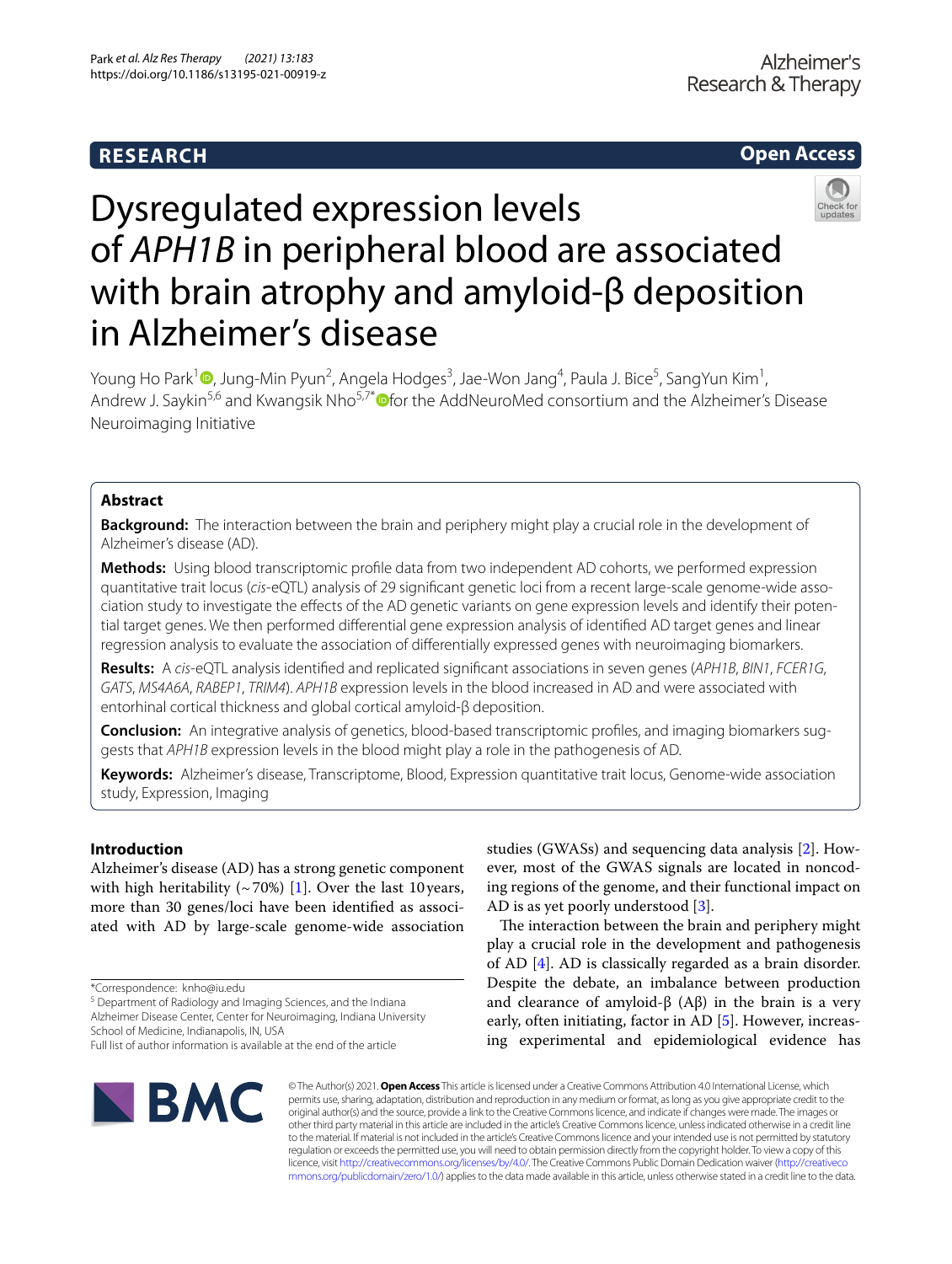RESEARCH

Open Access

# Dysregulated expression levels of *APH1B* in peripheral blood are associated with brain atrophy and amyloid-β deposition in Alzheimer's disease

Young Ho Park[1], Jung-Min Pyun[2], Angela Hodges[3], Jae-Won Jang[4], Paula J. Bice[5], SangYun Kim[1], Andrew J. Saykin[5,6] and Kwangsik Nho[5,7*] for the AddNeuroMed consortium and the Alzheimer's Disease Neuroimaging Initiative

## Abstract

**Background:** The interaction between the brain and periphery might play a crucial role in the development of Alzheimer's disease (AD).

**Methods:** Using blood transcriptomic profile data from two independent AD cohorts, we performed expression quantitative trait locus (*cis*-eQTL) analysis of 29 significant genetic loci from a recent large-scale genome-wide association study to investigate the effects of the AD genetic variants on gene expression levels and identify their potential target genes. We then performed differential gene expression analysis of identified AD target genes and linear regression analysis to evaluate the association of differentially expressed genes with neuroimaging biomarkers.

**Results:** A *cis*-eQTL analysis identified and replicated significant associations in seven genes (*APH1B*, *BIN1*, *FCER1G*, *GATS*, *MS4A6A*, *RABEP1*, *TRIM4*). *APH1B* expression levels in the blood increased in AD and were associated with entorhinal cortical thickness and global cortical amyloid-β deposition.

**Conclusion:** An integrative analysis of genetics, blood-based transcriptomic profiles, and imaging biomarkers suggests that *APH1B* expression levels in the blood might play a role in the pathogenesis of AD.

**Keywords:** Alzheimer's disease, Transcriptome, Blood, Expression quantitative trait locus, Genome-wide association study, Expression, Imaging

## Introduction

Alzheimer's disease (AD) has a strong genetic component with high heritability (~70%) [1]. Over the last 10 years, more than 30 genes/loci have been identified as associated with AD by large-scale genome-wide association studies (GWASs) and sequencing data analysis [2]. However, most of the GWAS signals are located in noncoding regions of the genome, and their functional impact on AD is as yet poorly understood [3].

The interaction between the brain and periphery might play a crucial role in the development and pathogenesis of AD [4]. AD is classically regarded as a brain disorder. Despite the debate, an imbalance between production and clearance of amyloid-β (Aβ) in the brain is a very early, often initiating, factor in AD [5]. However, increasing experimental and epidemiological evidence has

*Correspondence: knho@iu.edu
[5] Department of Radiology and Imaging Sciences, and the Indiana Alzheimer Disease Center, Center for Neuroimaging, Indiana University School of Medicine, Indianapolis, IN, USA
Full list of author information is available at the end of the article

© The Author(s) 2021. **Open Access** This article is licensed under a Creative Commons Attribution 4.0 International License, which permits use, sharing, adaptation, distribution and reproduction in any medium or format, as long as you give appropriate credit to the original author(s) and the source, provide a link to the Creative Commons licence, and indicate if changes were made. The images or other third party material in this article are included in the article's Creative Commons licence, unless indicated otherwise in a credit line to the material. If material is not included in the article's Creative Commons licence and your intended use is not permitted by statutory regulation or exceeds the permitted use, you will need to obtain permission directly from the copyright holder. To view a copy of this licence, visit http://creativecommons.org/licenses/by/4.0/. The Creative Commons Public Domain Dedication waiver (http://creativecommons.org/publicdomain/zero/1.0/) applies to the data made available in this article, unless otherwise stated in a credit line to the data.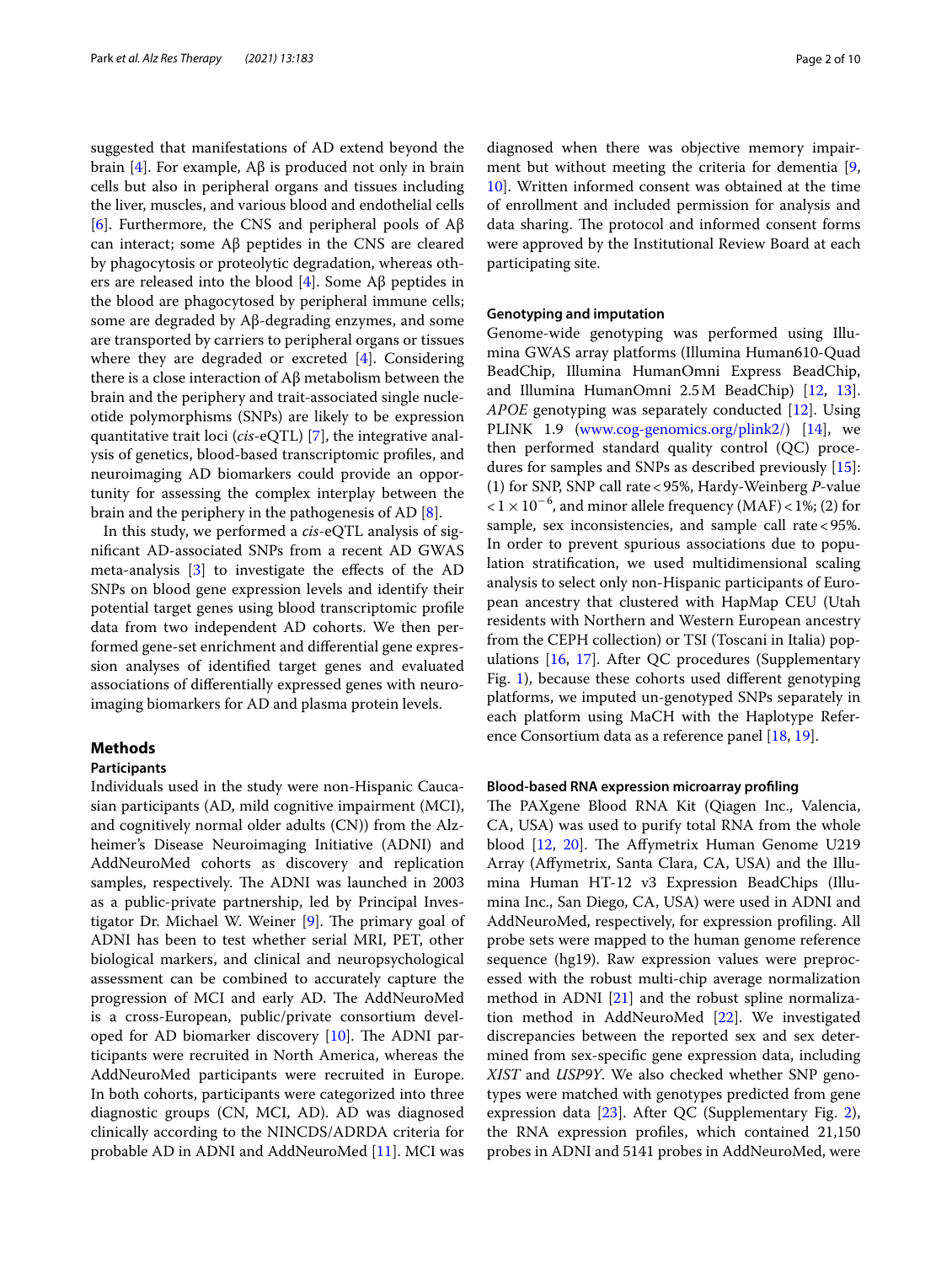suggested that manifestations of AD extend beyond the brain [4]. For example, Aβ is produced not only in brain cells but also in peripheral organs and tissues including the liver, muscles, and various blood and endothelial cells [6]. Furthermore, the CNS and peripheral pools of Aβ can interact; some Aβ peptides in the CNS are cleared by phagocytosis or proteolytic degradation, whereas others are released into the blood [4]. Some Aβ peptides in the blood are phagocytosed by peripheral immune cells; some are degraded by Aβ-degrading enzymes, and some are transported by carriers to peripheral organs or tissues where they are degraded or excreted [4]. Considering there is a close interaction of Aβ metabolism between the brain and the periphery and trait-associated single nucleotide polymorphisms (SNPs) are likely to be expression quantitative trait loci (*cis*-eQTL) [7], the integrative analysis of genetics, blood-based transcriptomic profiles, and neuroimaging AD biomarkers could provide an opportunity for assessing the complex interplay between the brain and the periphery in the pathogenesis of AD [8].

In this study, we performed a *cis*-eQTL analysis of significant AD-associated SNPs from a recent AD GWAS meta-analysis [3] to investigate the effects of the AD SNPs on blood gene expression levels and identify their potential target genes using blood transcriptomic profile data from two independent AD cohorts. We then performed gene-set enrichment and differential gene expression analyses of identified target genes and evaluated associations of differentially expressed genes with neuroimaging biomarkers for AD and plasma protein levels.

## Methods

### Participants

Individuals used in the study were non-Hispanic Caucasian participants (AD, mild cognitive impairment (MCI), and cognitively normal older adults (CN)) from the Alzheimer's Disease Neuroimaging Initiative (ADNI) and AddNeuroMed cohorts as discovery and replication samples, respectively. The ADNI was launched in 2003 as a public-private partnership, led by Principal Investigator Dr. Michael W. Weiner [9]. The primary goal of ADNI has been to test whether serial MRI, PET, other biological markers, and clinical and neuropsychological assessment can be combined to accurately capture the progression of MCI and early AD. The AddNeuroMed is a cross-European, public/private consortium developed for AD biomarker discovery [10]. The ADNI participants were recruited in North America, whereas the AddNeuroMed participants were recruited in Europe. In both cohorts, participants were categorized into three diagnostic groups (CN, MCI, AD). AD was diagnosed clinically according to the NINCDS/ADRDA criteria for probable AD in ADNI and AddNeuroMed [11]. MCI was diagnosed when there was objective memory impairment but without meeting the criteria for dementia [9, 10]. Written informed consent was obtained at the time of enrollment and included permission for analysis and data sharing. The protocol and informed consent forms were approved by the Institutional Review Board at each participating site.

### Genotyping and imputation

Genome-wide genotyping was performed using Illumina GWAS array platforms (Illumina Human610-Quad BeadChip, Illumina HumanOmni Express BeadChip, and Illumina HumanOmni 2.5M BeadChip) [12, 13]. *APOE* genotyping was separately conducted [12]. Using PLINK 1.9 (www.cog-genomics.org/plink2/) [14], we then performed standard quality control (QC) procedures for samples and SNPs as described previously [15]: (1) for SNP, SNP call rate < 95%, Hardy-Weinberg *P*-value $< 1 \times 10^{-6}$, and minor allele frequency (MAF) < 1%; (2) for sample, sex inconsistencies, and sample call rate < 95%. In order to prevent spurious associations due to population stratification, we used multidimensional scaling analysis to select only non-Hispanic participants of European ancestry that clustered with HapMap CEU (Utah residents with Northern and Western European ancestry from the CEPH collection) or TSI (Toscani in Italia) populations [16, 17]. After QC procedures (Supplementary Fig. 1), because these cohorts used different genotyping platforms, we imputed un-genotyped SNPs separately in each platform using MaCH with the Haplotype Reference Consortium data as a reference panel [18, 19].

### Blood-based RNA expression microarray profiling

The PAXgene Blood RNA Kit (Qiagen Inc., Valencia, CA, USA) was used to purify total RNA from the whole blood [12, 20]. The Affymetrix Human Genome U219 Array (Affymetrix, Santa Clara, CA, USA) and the Illumina Human HT-12 v3 Expression BeadChips (Illumina Inc., San Diego, CA, USA) were used in ADNI and AddNeuroMed, respectively, for expression profiling. All probe sets were mapped to the human genome reference sequence (hg19). Raw expression values were preprocessed with the robust multi-chip average normalization method in ADNI [21] and the robust spline normalization method in AddNeuroMed [22]. We investigated discrepancies between the reported sex and sex determined from sex-specific gene expression data, including *XIST* and *USP9Y*. We also checked whether SNP genotypes were matched with genotypes predicted from gene expression data [23]. After QC (Supplementary Fig. 2), the RNA expression profiles, which contained 21,150 probes in ADNI and 5141 probes in AddNeuroMed, were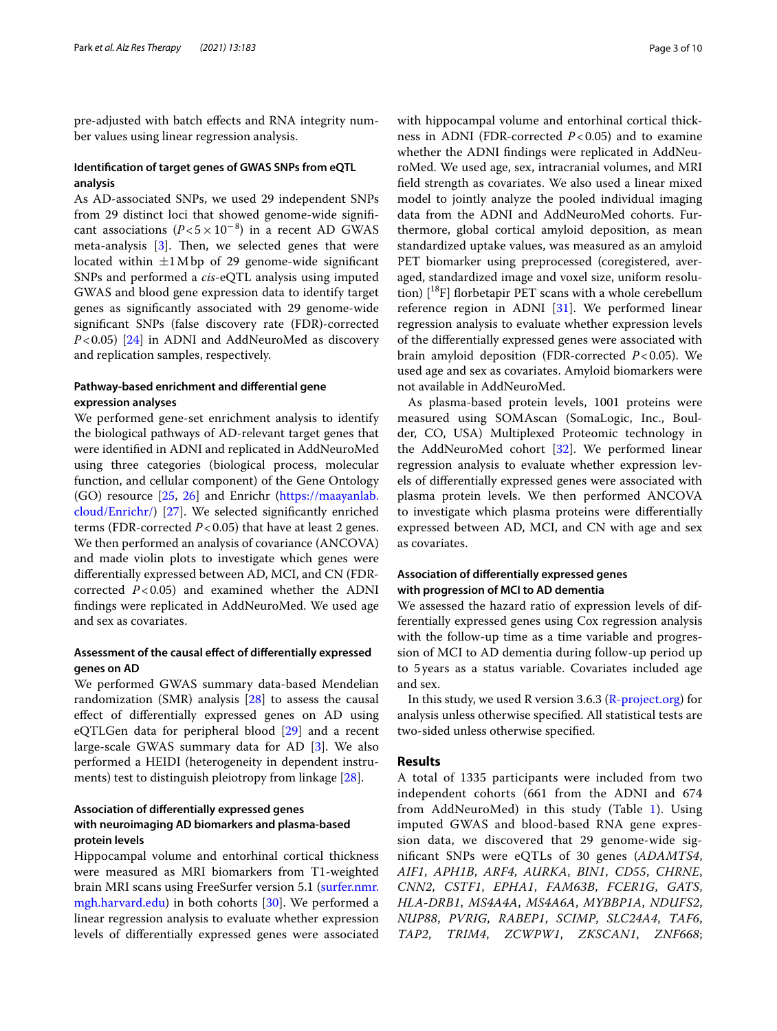pre-adjusted with batch effects and RNA integrity number values using linear regression analysis.

### Identification of target genes of GWAS SNPs from eQTL analysis

As AD-associated SNPs, we used 29 independent SNPs from 29 distinct loci that showed genome-wide significant associations ($P < 5 \times 10^{-8}$) in a recent AD GWAS meta-analysis [3]. Then, we selected genes that were located within $\pm 1$ Mbp of 29 genome-wide significant SNPs and performed a *cis*-eQTL analysis using imputed GWAS and blood gene expression data to identify target genes as significantly associated with 29 genome-wide significant SNPs (false discovery rate (FDR)-corrected $P < 0.05$) [24] in ADNI and AddNeuroMed as discovery and replication samples, respectively.

### Pathway-based enrichment and differential gene expression analyses

We performed gene-set enrichment analysis to identify the biological pathways of AD-relevant target genes that were identified in ADNI and replicated in AddNeuroMed using three categories (biological process, molecular function, and cellular component) of the Gene Ontology (GO) resource [25, 26] and Enrichr (https://maayanlab.cloud/Enrichr/) [27]. We selected significantly enriched terms (FDR-corrected $P < 0.05$) that have at least 2 genes. We then performed an analysis of covariance (ANCOVA) and made violin plots to investigate which genes were differentially expressed between AD, MCI, and CN (FDR-corrected $P < 0.05$) and examined whether the ADNI findings were replicated in AddNeuroMed. We used age and sex as covariates.

### Assessment of the causal effect of differentially expressed genes on AD

We performed GWAS summary data-based Mendelian randomization (SMR) analysis [28] to assess the causal effect of differentially expressed genes on AD using eQTLGen data for peripheral blood [29] and a recent large-scale GWAS summary data for AD [3]. We also performed a HEIDI (heterogeneity in dependent instruments) test to distinguish pleiotropy from linkage [28].

### Association of differentially expressed genes with neuroimaging AD biomarkers and plasma-based protein levels

Hippocampal volume and entorhinal cortical thickness were measured as MRI biomarkers from T1-weighted brain MRI scans using FreeSurfer version 5.1 (surfer.nmr.mgh.harvard.edu) in both cohorts [30]. We performed a linear regression analysis to evaluate whether expression levels of differentially expressed genes were associated with hippocampal volume and entorhinal cortical thickness in ADNI (FDR-corrected $P < 0.05$) and to examine whether the ADNI findings were replicated in AddNeuroMed. We used age, sex, intracranial volumes, and MRI field strength as covariates. We also used a linear mixed model to jointly analyze the pooled individual imaging data from the ADNI and AddNeuroMed cohorts. Furthermore, global cortical amyloid deposition, as mean standardized uptake values, was measured as an amyloid PET biomarker using preprocessed (coregistered, averaged, standardized image and voxel size, uniform resolution) [$^{18}$F] florbetapir PET scans with a whole cerebellum reference region in ADNI [31]. We performed linear regression analysis to evaluate whether expression levels of the differentially expressed genes were associated with brain amyloid deposition (FDR-corrected $P < 0.05$). We used age and sex as covariates. Amyloid biomarkers were not available in AddNeuroMed.

As plasma-based protein levels, 1001 proteins were measured using SOMAscan (SomaLogic, Inc., Boulder, CO, USA) Multiplexed Proteomic technology in the AddNeuroMed cohort [32]. We performed linear regression analysis to evaluate whether expression levels of differentially expressed genes were associated with plasma protein levels. We then performed ANCOVA to investigate which plasma proteins were differentially expressed between AD, MCI, and CN with age and sex as covariates.

### Association of differentially expressed genes with progression of MCI to AD dementia

We assessed the hazard ratio of expression levels of differentially expressed genes using Cox regression analysis with the follow-up time as a time variable and progression of MCI to AD dementia during follow-up period up to 5 years as a status variable. Covariates included age and sex.

In this study, we used R version 3.6.3 (R-project.org) for analysis unless otherwise specified. All statistical tests are two-sided unless otherwise specified.

## Results

A total of 1335 participants were included from two independent cohorts (661 from the ADNI and 674 from AddNeuroMed) in this study (Table 1). Using imputed GWAS and blood-based RNA gene expression data, we discovered that 29 genome-wide significant SNPs were eQTLs of 30 genes (*ADAMTS4*, *AIF1*, *APH1B*, *ARF4*, *AURKA*, *BIN1*, *CD55*, *CHRNE*, *CNN2*, *CSTF1*, *EPHA1*, *FAM63B*, *FCER1G*, *GATS*, *HLA-DRB1*, *MS4A4A*, *MS4A6A*, *MYBBP1A*, *NDUFS2*, *NUP88*, *PVRIG*, *RABEP1*, *SCIMP*, *SLC24A4*, *TAF6*, *TAP2*, *TRIM4*, *ZCWPW1*, *ZKSCAN1*, *ZNF668*;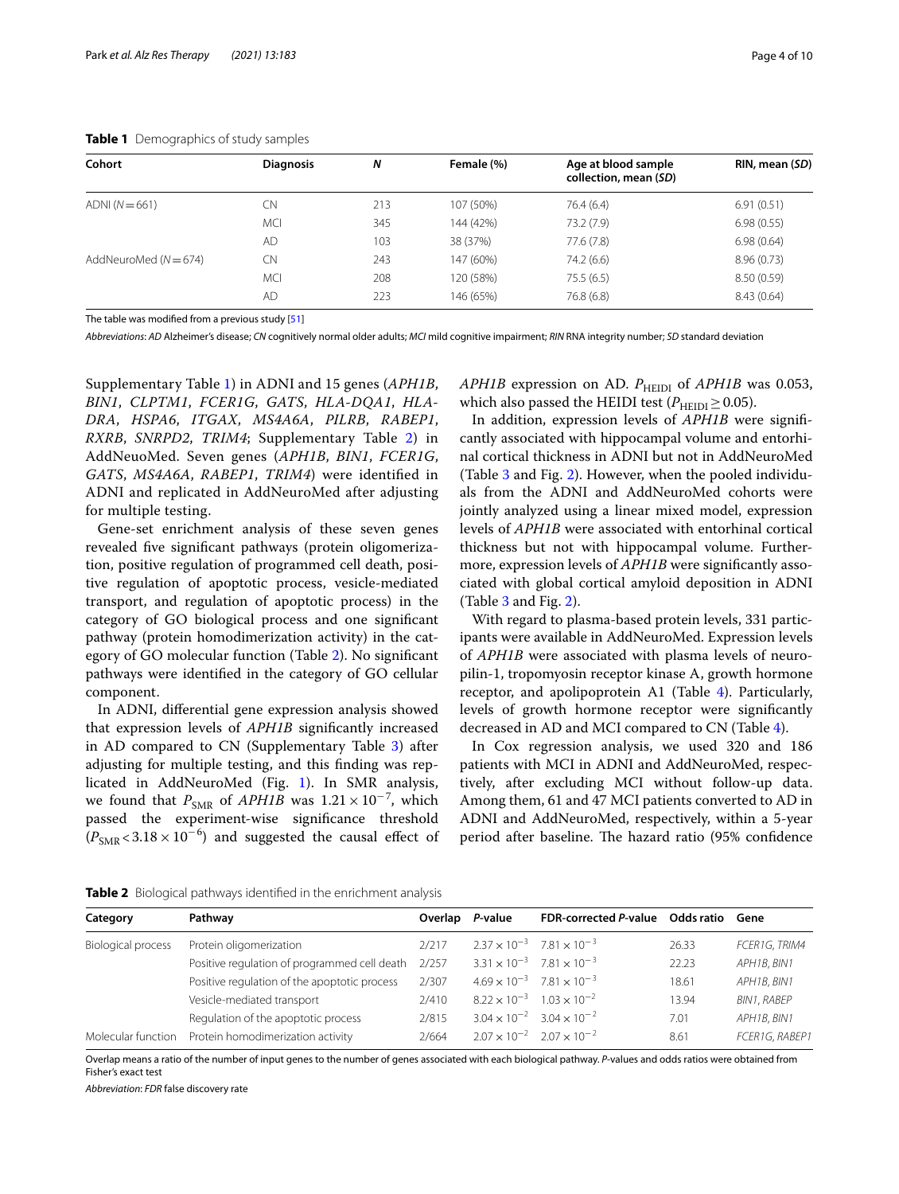**Table 1** Demographics of study samples

| Cohort | Diagnosis | *N* | Female (%) | Age at blood sample collection, mean (*SD*) | RIN, mean (*SD*) |
|---|---|---|---|---|---|
| ADNI (*N* = 661) | CN | 213 | 107 (50%) | 76.4 (6.4) | 6.91 (0.51) |
| | MCI | 345 | 144 (42%) | 73.2 (7.9) | 6.98 (0.55) |
| | AD | 103 | 38 (37%) | 77.6 (7.8) | 6.98 (0.64) |
| AddNeuroMed (*N* = 674) | CN | 243 | 147 (60%) | 74.2 (6.6) | 8.96 (0.73) |
| | MCI | 208 | 120 (58%) | 75.5 (6.5) | 8.50 (0.59) |
| | AD | 223 | 146 (65%) | 76.8 (6.8) | 8.43 (0.64) |

The table was modified from a previous study [51]

*Abbreviations*: *AD* Alzheimer's disease; *CN* cognitively normal older adults; *MCI* mild cognitive impairment; *RIN* RNA integrity number; *SD* standard deviation

Supplementary Table 1) in ADNI and 15 genes (*APH1B*, *BIN1*, *CLPTM1*, *FCER1G*, *GATS*, *HLA-DQA1*, *HLA-DRA*, *HSPA6*, *ITGAX*, *MS4A6A*, *PILRB*, *RABEP1*, *RXRB*, *SNRPD2*, *TRIM4*; Supplementary Table 2) in AddNeuoMed. Seven genes (*APH1B*, *BIN1*, *FCER1G*, *GATS*, *MS4A6A*, *RABEP1*, *TRIM4*) were identified in ADNI and replicated in AddNeuroMed after adjusting for multiple testing.

Gene-set enrichment analysis of these seven genes revealed five significant pathways (protein oligomerization, positive regulation of programmed cell death, positive regulation of apoptotic process, vesicle-mediated transport, and regulation of apoptotic process) in the category of GO biological process and one significant pathway (protein homodimerization activity) in the category of GO molecular function (Table 2). No significant pathways were identified in the category of GO cellular component.

In ADNI, differential gene expression analysis showed that expression levels of *APH1B* significantly increased in AD compared to CN (Supplementary Table 3) after adjusting for multiple testing, and this finding was replicated in AddNeuroMed (Fig. 1). In SMR analysis, we found that $P_{\mathrm{SMR}}$ of *APH1B* was $1.21 \times 10^{-7}$, which passed the experiment-wise significance threshold ($P_{\mathrm{SMR}} < 3.18 \times 10^{-6}$) and suggested the causal effect of *APH1B* expression on AD. $P_{\mathrm{HEIDI}}$ of *APH1B* was 0.053, which also passed the HEIDI test ($P_{\mathrm{HEIDI}} \geq 0.05$).

In addition, expression levels of *APH1B* were significantly associated with hippocampal volume and entorhinal cortical thickness in ADNI but not in AddNeuroMed (Table 3 and Fig. 2). However, when the pooled individuals from the ADNI and AddNeuroMed cohorts were jointly analyzed using a linear mixed model, expression levels of *APH1B* were associated with entorhinal cortical thickness but not with hippocampal volume. Furthermore, expression levels of *APH1B* were significantly associated with global cortical amyloid deposition in ADNI (Table 3 and Fig. 2).

With regard to plasma-based protein levels, 331 participants were available in AddNeuroMed. Expression levels of *APH1B* were associated with plasma levels of neuropilin-1, tropomyosin receptor kinase A, growth hormone receptor, and apolipoprotein A1 (Table 4). Particularly, levels of growth hormone receptor were significantly decreased in AD and MCI compared to CN (Table 4).

In Cox regression analysis, we used 320 and 186 patients with MCI in ADNI and AddNeuroMed, respectively, after excluding MCI without follow-up data. Among them, 61 and 47 MCI patients converted to AD in ADNI and AddNeuroMed, respectively, within a 5-year period after baseline. The hazard ratio (95% confidence

**Table 2** Biological pathways identified in the enrichment analysis

| Category | Pathway | Overlap | *P*-value | FDR-corrected *P*-value | Odds ratio | Gene |
|---|---|---|---|---|---|---|
| Biological process | Protein oligomerization | 2/217 | $2.37 \times 10^{-3}$ | $7.81 \times 10^{-3}$ | 26.33 | *FCER1G*, *TRIM4* |
| | Positive regulation of programmed cell death | 2/257 | $3.31 \times 10^{-3}$ | $7.81 \times 10^{-3}$ | 22.23 | *APH1B*, *BIN1* |
| | Positive regulation of the apoptotic process | 2/307 | $4.69 \times 10^{-3}$ | $7.81 \times 10^{-3}$ | 18.61 | *APH1B*, *BIN1* |
| | Vesicle-mediated transport | 2/410 | $8.22 \times 10^{-3}$ | $1.03 \times 10^{-2}$ | 13.94 | *BIN1*, *RABEP* |
| | Regulation of the apoptotic process | 2/815 | $3.04 \times 10^{-2}$ | $3.04 \times 10^{-2}$ | 7.01 | *APH1B*, *BIN1* |
| Molecular function | Protein homodimerization activity | 2/664 | $2.07 \times 10^{-2}$ | $2.07 \times 10^{-2}$ | 8.61 | *FCER1G*, *RABEP1* |

Overlap means a ratio of the number of input genes to the number of genes associated with each biological pathway. *P*-values and odds ratios were obtained from Fisher's exact test

*Abbreviation*: *FDR* false discovery rate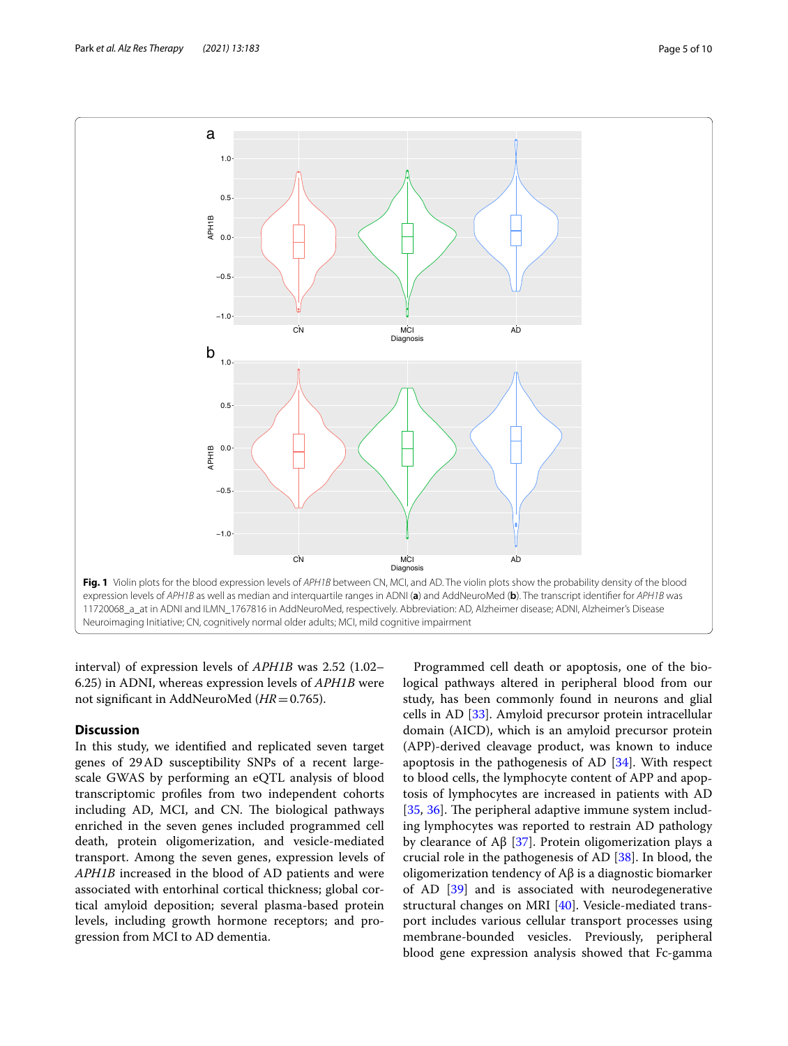Fig. 1 Violin plots for the blood expression levels of *APH1B* between CN, MCI, and AD. The violin plots show the probability density of the blood expression levels of *APH1B* as well as median and interquartile ranges in ADNI (**a**) and AddNeuroMed (**b**). The transcript identifier for *APH1B* was 11720068_a_at in ADNI and ILMN_1767816 in AddNeuroMed, respectively. Abbreviation: AD, Alzheimer disease; ADNI, Alzheimer's Disease Neuroimaging Initiative; CN, cognitively normal older adults; MCI, mild cognitive impairment

interval) of expression levels of *APH1B* was 2.52 (1.02–6.25) in ADNI, whereas expression levels of *APH1B* were not significant in AddNeuroMed ($HR = 0.765$).

## Discussion

In this study, we identified and replicated seven target genes of 29 AD susceptibility SNPs of a recent large-scale GWAS by performing an eQTL analysis of blood transcriptomic profiles from two independent cohorts including AD, MCI, and CN. The biological pathways enriched in the seven genes included programmed cell death, protein oligomerization, and vesicle-mediated transport. Among the seven genes, expression levels of *APH1B* increased in the blood of AD patients and were associated with entorhinal cortical thickness; global cortical amyloid deposition; several plasma-based protein levels, including growth hormone receptors; and progression from MCI to AD dementia.

Programmed cell death or apoptosis, one of the biological pathways altered in peripheral blood from our study, has been commonly found in neurons and glial cells in AD [33]. Amyloid precursor protein intracellular domain (AICD), which is an amyloid precursor protein (APP)-derived cleavage product, was known to induce apoptosis in the pathogenesis of AD [34]. With respect to blood cells, the lymphocyte content of APP and apoptosis of lymphocytes are increased in patients with AD [35, 36]. The peripheral adaptive immune system including lymphocytes was reported to restrain AD pathology by clearance of Aβ [37]. Protein oligomerization plays a crucial role in the pathogenesis of AD [38]. In blood, the oligomerization tendency of Aβ is a diagnostic biomarker of AD [39] and is associated with neurodegenerative structural changes on MRI [40]. Vesicle-mediated transport includes various cellular transport processes using membrane-bounded vesicles. Previously, peripheral blood gene expression analysis showed that Fc-gamma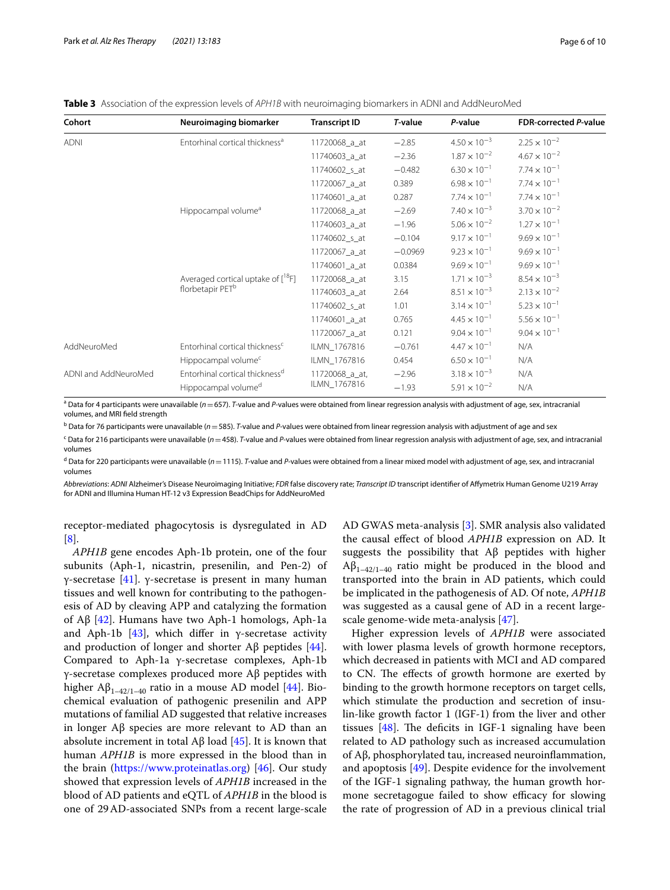**Table 3** Association of the expression levels of *APH1B* with neuroimaging biomarkers in ADNI and AddNeuroMed

| Cohort | Neuroimaging biomarker | Transcript ID | *T*-value | *P*-value | FDR-corrected *P*-value |
|---|---|---|---|---|---|
| ADNI | Entorhinal cortical thickness[a] | 11720068_a_at | −2.85 | $4.50 \times 10^{-3}$ | $2.25 \times 10^{-2}$ |
| | | 11740603_a_at | −2.36 | $1.87 \times 10^{-2}$ | $4.67 \times 10^{-2}$ |
| | | 11740602_s_at | −0.482 | $6.30 \times 10^{-1}$ | $7.74 \times 10^{-1}$ |
| | | 11720067_a_at | 0.389 | $6.98 \times 10^{-1}$ | $7.74 \times 10^{-1}$ |
| | | 11740601_a_at | 0.287 | $7.74 \times 10^{-1}$ | $7.74 \times 10^{-1}$ |
| | Hippocampal volume[a] | 11720068_a_at | −2.69 | $7.40 \times 10^{-3}$ | $3.70 \times 10^{-2}$ |
| | | 11740603_a_at | −1.96 | $5.06 \times 10^{-2}$ | $1.27 \times 10^{-1}$ |
| | | 11740602_s_at | −0.104 | $9.17 \times 10^{-1}$ | $9.69 \times 10^{-1}$ |
| | | 11720067_a_at | −0.0969 | $9.23 \times 10^{-1}$ | $9.69 \times 10^{-1}$ |
| | | 11740601_a_at | 0.0384 | $9.69 \times 10^{-1}$ | $9.69 \times 10^{-1}$ |
| | Averaged cortical uptake of [$^{18}$F] florbetapir PET[b] | 11720068_a_at | 3.15 | $1.71 \times 10^{-3}$ | $8.54 \times 10^{-3}$ |
| | | 11740603_a_at | 2.64 | $8.51 \times 10^{-3}$ | $2.13 \times 10^{-2}$ |
| | | 11740602_s_at | 1.01 | $3.14 \times 10^{-1}$ | $5.23 \times 10^{-1}$ |
| | | 11740601_a_at | 0.765 | $4.45 \times 10^{-1}$ | $5.56 \times 10^{-1}$ |
| | | 11720067_a_at | 0.121 | $9.04 \times 10^{-1}$ | $9.04 \times 10^{-1}$ |
| AddNeuroMed | Entorhinal cortical thickness[c] | ILMN_1767816 | −0.761 | $4.47 \times 10^{-1}$ | N/A |
| | Hippocampal volume[c] | ILMN_1767816 | 0.454 | $6.50 \times 10^{-1}$ | N/A |
| ADNI and AddNeuroMed | Entorhinal cortical thickness[d] | 11720068_a_at, ILMN_1767816 | −2.96 | $3.18 \times 10^{-3}$ | N/A |
| | Hippocampal volume[d] | | −1.93 | $5.91 \times 10^{-2}$ | N/A |

[a] Data for 4 participants were unavailable (*n* = 657). *T*-value and *P*-values were obtained from linear regression analysis with adjustment of age, sex, intracranial volumes, and MRI field strength

[b] Data for 76 participants were unavailable (*n* = 585). *T*-value and *P*-values were obtained from linear regression analysis with adjustment of age and sex

[c] Data for 216 participants were unavailable (*n* = 458). *T*-value and *P*-values were obtained from linear regression analysis with adjustment of age, sex, and intracranial volumes

[d] Data for 220 participants were unavailable (*n* = 1115). *T*-value and *P*-values were obtained from a linear mixed model with adjustment of age, sex, and intracranial volumes

*Abbreviations*: *ADNI* Alzheimer's Disease Neuroimaging Initiative; *FDR* false discovery rate; *Transcript ID* transcript identifier of Affymetrix Human Genome U219 Array for ADNI and Illumina Human HT-12 v3 Expression BeadChips for AddNeuroMed

receptor-mediated phagocytosis is dysregulated in AD [8].

*APH1B* gene encodes Aph-1b protein, one of the four subunits (Aph-1, nicastrin, presenilin, and Pen-2) of γ-secretase [41]. γ-secretase is present in many human tissues and well known for contributing to the pathogenesis of AD by cleaving APP and catalyzing the formation of Aβ [42]. Humans have two Aph-1 homologs, Aph-1a and Aph-1b [43], which differ in γ-secretase activity and production of longer and shorter Aβ peptides [44]. Compared to Aph-1a γ-secretase complexes, Aph-1b γ-secretase complexes produced more Aβ peptides with higher $A\beta_{1-42/1-40}$ ratio in a mouse AD model [44]. Biochemical evaluation of pathogenic presenilin and APP mutations of familial AD suggested that relative increases in longer Aβ species are more relevant to AD than an absolute increment in total Aβ load [45]. It is known that human *APH1B* is more expressed in the blood than in the brain (https://www.proteinatlas.org) [46]. Our study showed that expression levels of *APH1B* increased in the blood of AD patients and eQTL of *APH1B* in the blood is one of 29 AD-associated SNPs from a recent large-scale AD GWAS meta-analysis [3]. SMR analysis also validated the causal effect of blood *APH1B* expression on AD. It suggests the possibility that Aβ peptides with higher $A\beta_{1-42/1-40}$ ratio might be produced in the blood and transported into the brain in AD patients, which could be implicated in the pathogenesis of AD. Of note, *APH1B* was suggested as a causal gene of AD in a recent large-scale genome-wide meta-analysis [47].

Higher expression levels of *APH1B* were associated with lower plasma levels of growth hormone receptors, which decreased in patients with MCI and AD compared to CN. The effects of growth hormone are exerted by binding to the growth hormone receptors on target cells, which stimulate the production and secretion of insulin-like growth factor 1 (IGF-1) from the liver and other tissues [48]. The deficits in IGF-1 signaling have been related to AD pathology such as increased accumulation of Aβ, phosphorylated tau, increased neuroinflammation, and apoptosis [49]. Despite evidence for the involvement of the IGF-1 signaling pathway, the human growth hormone secretagogue failed to show efficacy for slowing the rate of progression of AD in a previous clinical trial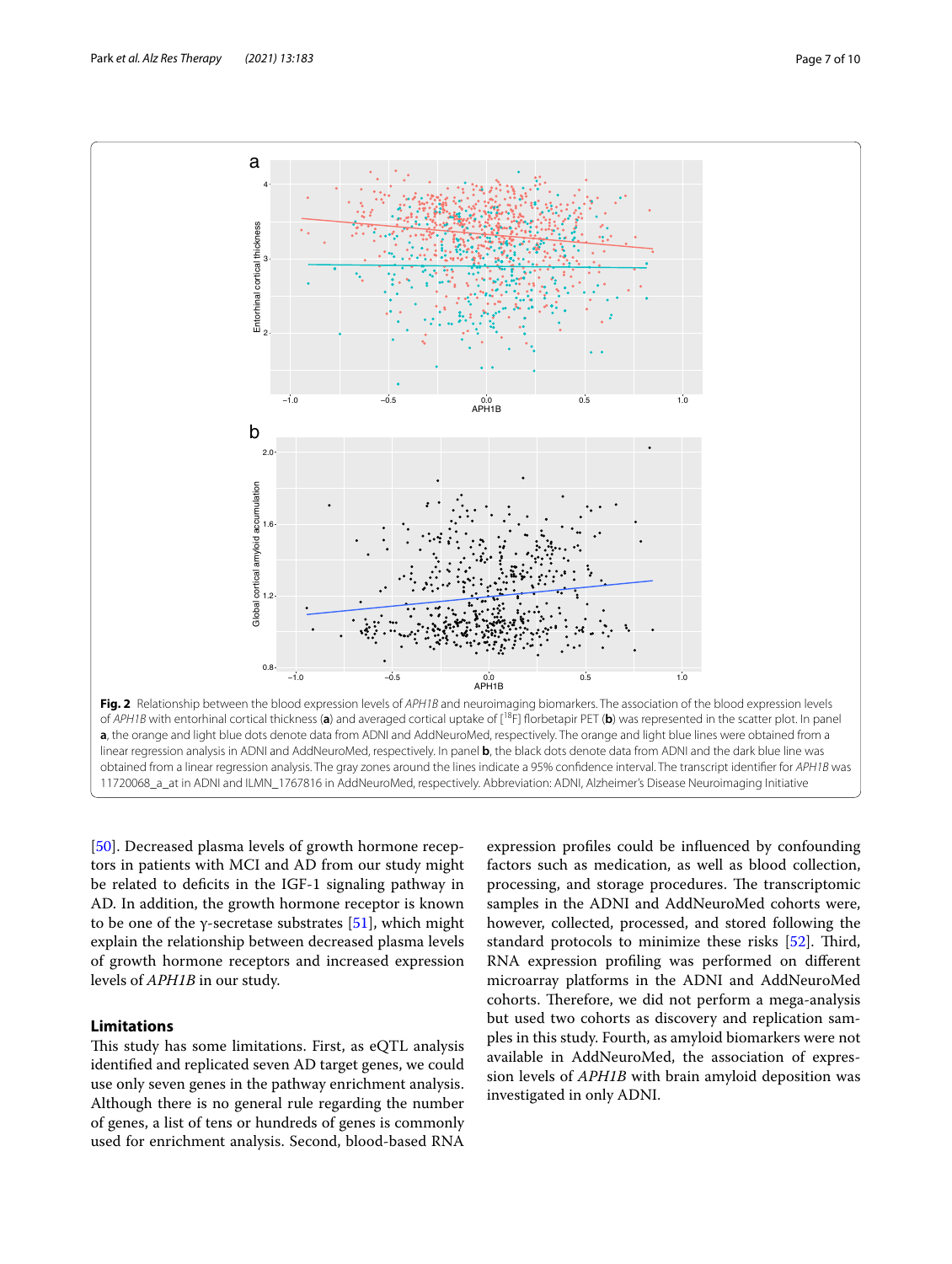**Fig. 2** Relationship between the blood expression levels of *APH1B* and neuroimaging biomarkers. The association of the blood expression levels of *APH1B* with entorhinal cortical thickness (**a**) and averaged cortical uptake of [$^{18}$F] florbetapir PET (**b**) was represented in the scatter plot. In panel **a**, the orange and light blue dots denote data from ADNI and AddNeuroMed, respectively. The orange and light blue lines were obtained from a linear regression analysis in ADNI and AddNeuroMed, respectively. In panel **b**, the black dots denote data from ADNI and the dark blue line was obtained from a linear regression analysis. The gray zones around the lines indicate a 95% confidence interval. The transcript identifier for *APH1B* was 11720068_a_at in ADNI and ILMN_1767816 in AddNeuroMed, respectively. Abbreviation: ADNI, Alzheimer's Disease Neuroimaging Initiative

[50]. Decreased plasma levels of growth hormone receptors in patients with MCI and AD from our study might be related to deficits in the IGF-1 signaling pathway in AD. In addition, the growth hormone receptor is known to be one of the γ-secretase substrates [51], which might explain the relationship between decreased plasma levels of growth hormone receptors and increased expression levels of *APH1B* in our study.

## Limitations

This study has some limitations. First, as eQTL analysis identified and replicated seven AD target genes, we could use only seven genes in the pathway enrichment analysis. Although there is no general rule regarding the number of genes, a list of tens or hundreds of genes is commonly used for enrichment analysis. Second, blood-based RNA expression profiles could be influenced by confounding factors such as medication, as well as blood collection, processing, and storage procedures. The transcriptomic samples in the ADNI and AddNeuroMed cohorts were, however, collected, processed, and stored following the standard protocols to minimize these risks [52]. Third, RNA expression profiling was performed on different microarray platforms in the ADNI and AddNeuroMed cohorts. Therefore, we did not perform a mega-analysis but used two cohorts as discovery and replication samples in this study. Fourth, as amyloid biomarkers were not available in AddNeuroMed, the association of expression levels of *APH1B* with brain amyloid deposition was investigated in only ADNI.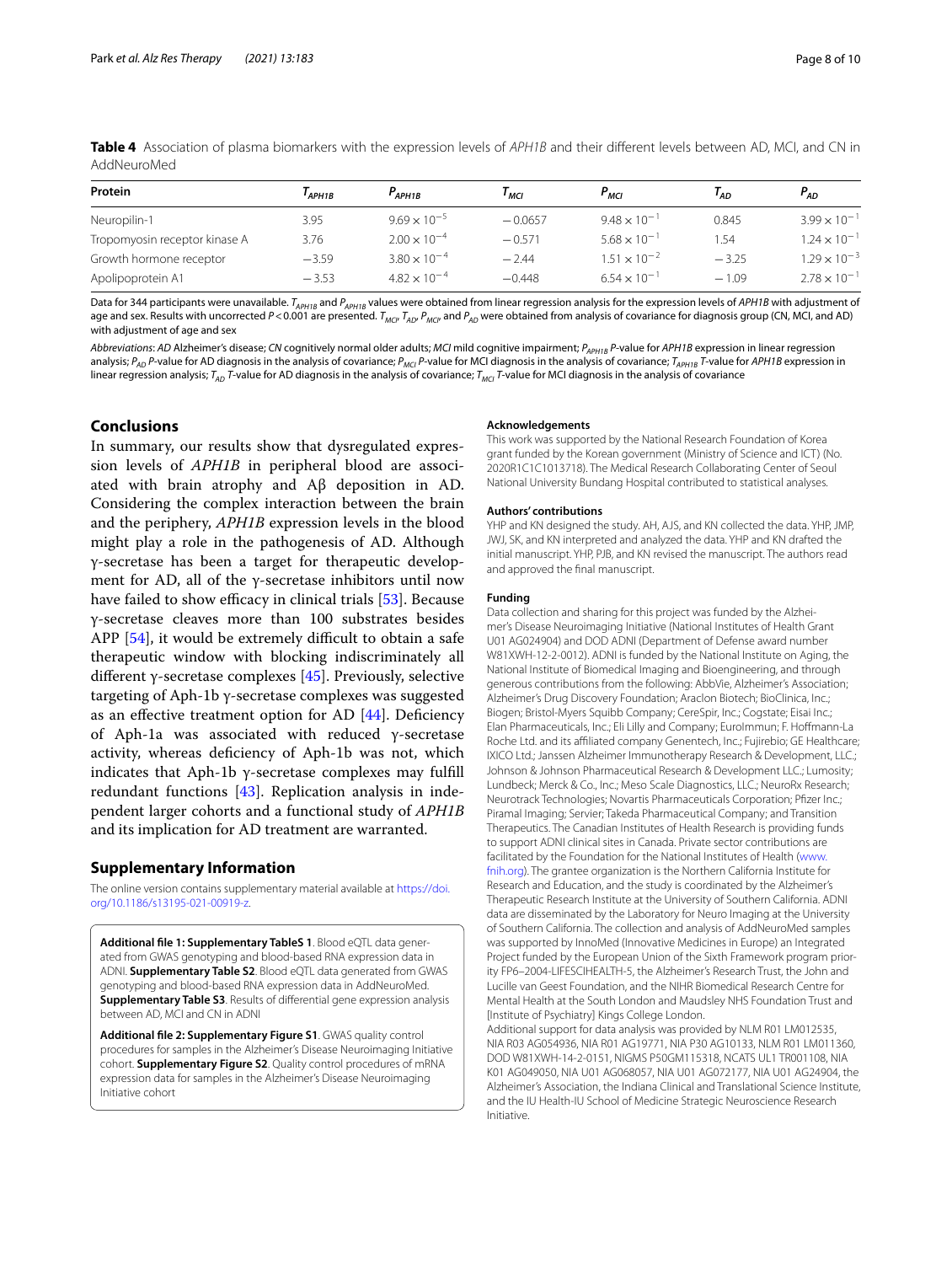**Table 4** Association of plasma biomarkers with the expression levels of *APH1B* and their different levels between AD, MCI, and CN in AddNeuroMed

| Protein | $T_{APH1B}$ | $P_{APH1B}$ | $T_{MCI}$ | $P_{MCI}$ | $T_{AD}$ | $P_{AD}$ |
|---|---|---|---|---|---|---|
| Neuropilin-1 | 3.95 | $9.69 \times 10^{-5}$ | −0.0657 | $9.48 \times 10^{-1}$ | 0.845 | $3.99 \times 10^{-1}$ |
| Tropomyosin receptor kinase A | 3.76 | $2.00 \times 10^{-4}$ | −0.571 | $5.68 \times 10^{-1}$ | 1.54 | $1.24 \times 10^{-1}$ |
| Growth hormone receptor | −3.59 | $3.80 \times 10^{-4}$ | −2.44 | $1.51 \times 10^{-2}$ | −3.25 | $1.29 \times 10^{-3}$ |
| Apolipoprotein A1 | −3.53 | $4.82 \times 10^{-4}$ | −0.448 | $6.54 \times 10^{-1}$ | −1.09 | $2.78 \times 10^{-1}$ |

Data for 344 participants were unavailable. $T_{APH1B}$ and $P_{APH1B}$ values were obtained from linear regression analysis for the expression levels of *APH1B* with adjustment of age and sex. Results with uncorrected $P < 0.001$ are presented. $T_{MCI}$, $T_{AD}$, $P_{MCI}$, and $P_{AD}$ were obtained from analysis of covariance for diagnosis group (CN, MCI, and AD) with adjustment of age and sex

*Abbreviations*: *AD* Alzheimer's disease; *CN* cognitively normal older adults; *MCI* mild cognitive impairment; $P_{APH1B}$ *P*-value for *APH1B* expression in linear regression analysis; $P_{AD}$ *P*-value for AD diagnosis in the analysis of covariance; $P_{MCI}$ *P*-value for MCI diagnosis in the analysis of covariance; $T_{APH1B}$ *T*-value for *APH1B* expression in linear regression analysis; $T_{AD}$ *T*-value for AD diagnosis in the analysis of covariance; $T_{MCI}$ *T*-value for MCI diagnosis in the analysis of covariance

## Conclusions

In summary, our results show that dysregulated expression levels of *APH1B* in peripheral blood are associated with brain atrophy and Aβ deposition in AD. Considering the complex interaction between the brain and the periphery, *APH1B* expression levels in the blood might play a role in the pathogenesis of AD. Although γ-secretase has been a target for therapeutic development for AD, all of the γ-secretase inhibitors until now have failed to show efficacy in clinical trials [53]. Because γ-secretase cleaves more than 100 substrates besides APP [54], it would be extremely difficult to obtain a safe therapeutic window with blocking indiscriminately all different γ-secretase complexes [45]. Previously, selective targeting of Aph-1b γ-secretase complexes was suggested as an effective treatment option for AD [44]. Deficiency of Aph-1a was associated with reduced γ-secretase activity, whereas deficiency of Aph-1b was not, which indicates that Aph-1b γ-secretase complexes may fulfill redundant functions [43]. Replication analysis in independent larger cohorts and a functional study of *APH1B* and its implication for AD treatment are warranted.

## Supplementary Information

The online version contains supplementary material available at https://doi.org/10.1186/s13195-021-00919-z.

**Additional file 1: Supplementary TableS 1**. Blood eQTL data generated from GWAS genotyping and blood-based RNA expression data in ADNI. **Supplementary Table S2**. Blood eQTL data generated from GWAS genotyping and blood-based RNA expression data in AddNeuroMed. **Supplementary Table S3**. Results of differential gene expression analysis between AD, MCI and CN in ADNI

**Additional file 2: Supplementary Figure S1**. GWAS quality control procedures for samples in the Alzheimer's Disease Neuroimaging Initiative cohort. **Supplementary Figure S2**. Quality control procedures of mRNA expression data for samples in the Alzheimer's Disease Neuroimaging Initiative cohort

#### Acknowledgements

This work was supported by the National Research Foundation of Korea grant funded by the Korean government (Ministry of Science and ICT) (No. 2020R1C1C1013718). The Medical Research Collaborating Center of Seoul National University Bundang Hospital contributed to statistical analyses.

#### Authors' contributions

YHP and KN designed the study. AH, AJS, and KN collected the data. YHP, JMP, JWJ, SK, and KN interpreted and analyzed the data. YHP and KN drafted the initial manuscript. YHP, PJB, and KN revised the manuscript. The authors read and approved the final manuscript.

#### Funding

Data collection and sharing for this project was funded by the Alzheimer's Disease Neuroimaging Initiative (National Institutes of Health Grant U01 AG024904) and DOD ADNI (Department of Defense award number W81XWH-12-2-0012). ADNI is funded by the National Institute on Aging, the National Institute of Biomedical Imaging and Bioengineering, and through generous contributions from the following: AbbVie, Alzheimer's Association; Alzheimer's Drug Discovery Foundation; Araclon Biotech; BioClinica, Inc.; Biogen; Bristol-Myers Squibb Company; CereSpir, Inc.; Cogstate; Eisai Inc.; Elan Pharmaceuticals, Inc.; Eli Lilly and Company; EuroImmun; F. Hoffmann-La Roche Ltd. and its affiliated company Genentech, Inc.; Fujirebio; GE Healthcare; IXICO Ltd.; Janssen Alzheimer Immunotherapy Research & Development, LLC.; Johnson & Johnson Pharmaceutical Research & Development LLC.; Lumosity; Lundbeck; Merck & Co., Inc.; Meso Scale Diagnostics, LLC.; NeuroRx Research; Neurotrack Technologies; Novartis Pharmaceuticals Corporation; Pfizer Inc.; Piramal Imaging; Servier; Takeda Pharmaceutical Company; and Transition Therapeutics. The Canadian Institutes of Health Research is providing funds to support ADNI clinical sites in Canada. Private sector contributions are facilitated by the Foundation for the National Institutes of Health (www.fnih.org). The grantee organization is the Northern California Institute for Research and Education, and the study is coordinated by the Alzheimer's Therapeutic Research Institute at the University of Southern California. ADNI data are disseminated by the Laboratory for Neuro Imaging at the University of Southern California. The collection and analysis of AddNeuroMed samples was supported by InnoMed (Innovative Medicines in Europe) an Integrated Project funded by the European Union of the Sixth Framework program priority FP6–2004-LIFESCIHEALTH-5, the Alzheimer's Research Trust, the John and Lucille van Geest Foundation, and the NIHR Biomedical Research Centre for Mental Health at the South London and Maudsley NHS Foundation Trust and [Institute of Psychiatry] Kings College London.
Additional support for data analysis was provided by NLM R01 LM012535, NIA R03 AG054936, NIA R01 AG19771, NIA P30 AG10133, NLM R01 LM011360, DOD W81XWH-14-2-0151, NIGMS P50GM115318, NCATS UL1 TR001108, NIA K01 AG049050, NIA U01 AG068057, NIA U01 AG072177, NIA U01 AG24904, the Alzheimer's Association, the Indiana Clinical and Translational Science Institute, and the IU Health-IU School of Medicine Strategic Neuroscience Research Initiative.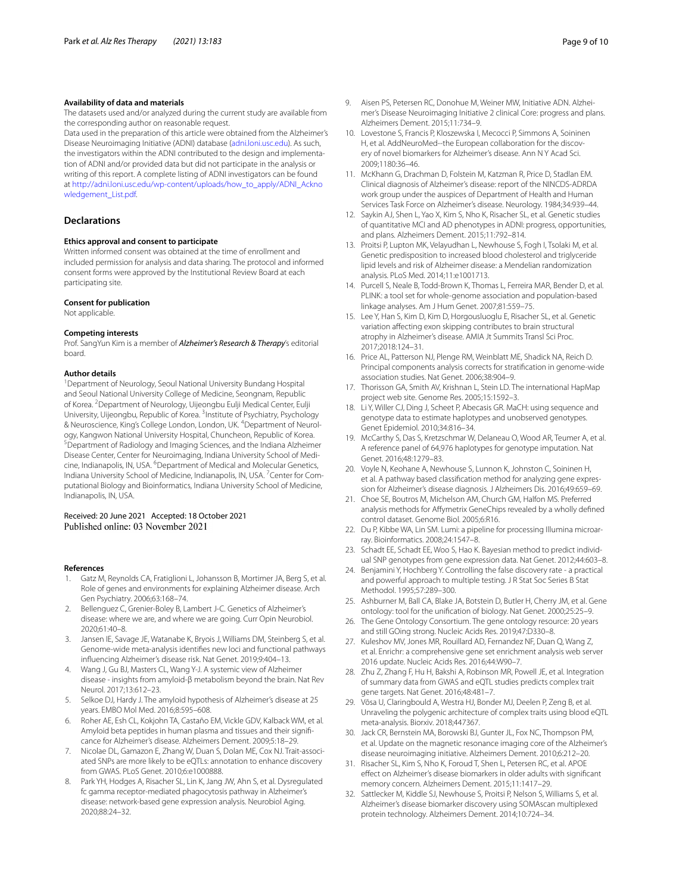### Availability of data and materials

The datasets used and/or analyzed during the current study are available from the corresponding author on reasonable request.

Data used in the preparation of this article were obtained from the Alzheimer's Disease Neuroimaging Initiative (ADNI) database (adni.loni.usc.edu). As such, the investigators within the ADNI contributed to the design and implementation of ADNI and/or provided data but did not participate in the analysis or writing of this report. A complete listing of ADNI investigators can be found at http://adni.loni.usc.edu/wp-content/uploads/how_to_apply/ADNI_Acknowledgement_List.pdf.

## Declarations

### Ethics approval and consent to participate

Written informed consent was obtained at the time of enrollment and included permission for analysis and data sharing. The protocol and informed consent forms were approved by the Institutional Review Board at each participating site.

### Consent for publication

Not applicable.

### Competing interests

Prof. SangYun Kim is a member of ***Alzheimer's Research & Therapy***'s editorial board.

### Author details

[1]Department of Neurology, Seoul National University Bundang Hospital and Seoul National University College of Medicine, Seongnam, Republic of Korea. [2]Department of Neurology, Uijeongbu Eulji Medical Center, Eulji University, Uijeongbu, Republic of Korea. [3]Institute of Psychiatry, Psychology & Neuroscience, King's College London, London, UK. [4]Department of Neurology, Kangwon National University Hospital, Chuncheon, Republic of Korea. [5]Department of Radiology and Imaging Sciences, and the Indiana Alzheimer Disease Center, Center for Neuroimaging, Indiana University School of Medicine, Indianapolis, IN, USA. [6]Department of Medical and Molecular Genetics, Indiana University School of Medicine, Indianapolis, IN, USA. [7]Center for Computational Biology and Bioinformatics, Indiana University School of Medicine, Indianapolis, IN, USA.

Received: 20 June 2021 Accepted: 18 October 2021
Published online: 03 November 2021

### References

1. Gatz M, Reynolds CA, Fratiglioni L, Johansson B, Mortimer JA, Berg S, et al. Role of genes and environments for explaining Alzheimer disease. Arch Gen Psychiatry. 2006;63:168–74.
2. Bellenguez C, Grenier-Boley B, Lambert J-C. Genetics of Alzheimer's disease: where we are, and where we are going. Curr Opin Neurobiol. 2020;61:40–8.
3. Jansen IE, Savage JE, Watanabe K, Bryois J, Williams DM, Steinberg S, et al. Genome-wide meta-analysis identifies new loci and functional pathways influencing Alzheimer's disease risk. Nat Genet. 2019;9:404–13.
4. Wang J, Gu BJ, Masters CL, Wang Y-J. A systemic view of Alzheimer disease - insights from amyloid-β metabolism beyond the brain. Nat Rev Neurol. 2017;13:612–23.
5. Selkoe DJ, Hardy J. The amyloid hypothesis of Alzheimer's disease at 25 years. EMBO Mol Med. 2016;8:595–608.
6. Roher AE, Esh CL, Kokjohn TA, Castaño EM, Vickle GDV, Kalback WM, et al. Amyloid beta peptides in human plasma and tissues and their significance for Alzheimer's disease. Alzheimers Dement. 2009;5:18–29.
7. Nicolae DL, Gamazon E, Zhang W, Duan S, Dolan ME, Cox NJ. Trait-associated SNPs are more likely to be eQTLs: annotation to enhance discovery from GWAS. PLoS Genet. 2010;6:e1000888.
8. Park YH, Hodges A, Risacher SL, Lin K, Jang JW, Ahn S, et al. Dysregulated fc gamma receptor-mediated phagocytosis pathway in Alzheimer's disease: network-based gene expression analysis. Neurobiol Aging. 2020;88:24–32.
9. Aisen PS, Petersen RC, Donohue M, Weiner MW, Initiative ADN. Alzheimer's Disease Neuroimaging Initiative 2 clinical Core: progress and plans. Alzheimers Dement. 2015;11:734–9.
10. Lovestone S, Francis P, Kloszewska I, Mecocci P, Simmons A, Soininen H, et al. AddNeuroMed--the European collaboration for the discovery of novel biomarkers for Alzheimer's disease. Ann N Y Acad Sci. 2009;1180:36–46.
11. McKhann G, Drachman D, Folstein M, Katzman R, Price D, Stadlan EM. Clinical diagnosis of Alzheimer's disease: report of the NINCDS-ADRDA work group under the auspices of Department of Health and Human Services Task Force on Alzheimer's disease. Neurology. 1984;34:939–44.
12. Saykin AJ, Shen L, Yao X, Kim S, Nho K, Risacher SL, et al. Genetic studies of quantitative MCI and AD phenotypes in ADNI: progress, opportunities, and plans. Alzheimers Dement. 2015;11:792–814.
13. Proitsi P, Lupton MK, Velayudhan L, Newhouse S, Fogh I, Tsolaki M, et al. Genetic predisposition to increased blood cholesterol and triglyceride lipid levels and risk of Alzheimer disease: a Mendelian randomization analysis. PLoS Med. 2014;11:e1001713.
14. Purcell S, Neale B, Todd-Brown K, Thomas L, Ferreira MAR, Bender D, et al. PLINK: a tool set for whole-genome association and population-based linkage analyses. Am J Hum Genet. 2007;81:559–75.
15. Lee Y, Han S, Kim D, Kim D, Horgousluoglu E, Risacher SL, et al. Genetic variation affecting exon skipping contributes to brain structural atrophy in Alzheimer's disease. AMIA Jt Summits Transl Sci Proc. 2017;2018:124–31.
16. Price AL, Patterson NJ, Plenge RM, Weinblatt ME, Shadick NA, Reich D. Principal components analysis corrects for stratification in genome-wide association studies. Nat Genet. 2006;38:904–9.
17. Thorisson GA, Smith AV, Krishnan L, Stein LD. The international HapMap project web site. Genome Res. 2005;15:1592–3.
18. Li Y, Willer CJ, Ding J, Scheet P, Abecasis GR. MaCH: using sequence and genotype data to estimate haplotypes and unobserved genotypes. Genet Epidemiol. 2010;34:816–34.
19. McCarthy S, Das S, Kretzschmar W, Delaneau O, Wood AR, Teumer A, et al. A reference panel of 64,976 haplotypes for genotype imputation. Nat Genet. 2016;48:1279–83.
20. Voyle N, Keohane A, Newhouse S, Lunnon K, Johnston C, Soininen H, et al. A pathway based classification method for analyzing gene expression for Alzheimer's disease diagnosis. J Alzheimers Dis. 2016;49:659–69.
21. Choe SE, Boutros M, Michelson AM, Church GM, Halfon MS. Preferred analysis methods for Affymetrix GeneChips revealed by a wholly defined control dataset. Genome Biol. 2005;6:R16.
22. Du P, Kibbe WA, Lin SM. Lumi: a pipeline for processing Illumina microarray. Bioinformatics. 2008;24:1547–8.
23. Schadt EE, Schadt EE, Woo S, Hao K. Bayesian method to predict individual SNP genotypes from gene expression data. Nat Genet. 2012;44:603–8.
24. Benjamini Y, Hochberg Y. Controlling the false discovery rate - a practical and powerful approach to multiple testing. J R Stat Soc Series B Stat Methodol. 1995;57:289–300.
25. Ashburner M, Ball CA, Blake JA, Botstein D, Butler H, Cherry JM, et al. Gene ontology: tool for the unification of biology. Nat Genet. 2000;25:25–9.
26. The Gene Ontology Consortium. The gene ontology resource: 20 years and still GOing strong. Nucleic Acids Res. 2019;47:D330–8.
27. Kuleshov MV, Jones MR, Rouillard AD, Fernandez NF, Duan Q, Wang Z, et al. Enrichr: a comprehensive gene set enrichment analysis web server 2016 update. Nucleic Acids Res. 2016;44:W90–7.
28. Zhu Z, Zhang F, Hu H, Bakshi A, Robinson MR, Powell JE, et al. Integration of summary data from GWAS and eQTL studies predicts complex trait gene targets. Nat Genet. 2016;48:481–7.
29. Võsa U, Claringbould A, Westra HJ, Bonder MJ, Deelen P, Zeng B, et al. Unraveling the polygenic architecture of complex traits using blood eQTL meta-analysis. Biorxiv. 2018;447367.
30. Jack CR, Bernstein MA, Borowski BJ, Gunter JL, Fox NC, Thompson PM, et al. Update on the magnetic resonance imaging core of the Alzheimer's disease neuroimaging initiative. Alzheimers Dement. 2010;6:212–20.
31. Risacher SL, Kim S, Nho K, Foroud T, Shen L, Petersen RC, et al. APOE effect on Alzheimer's disease biomarkers in older adults with significant memory concern. Alzheimers Dement. 2015;11:1417–29.
32. Sattlecker M, Kiddle SJ, Newhouse S, Proitsi P, Nelson S, Williams S, et al. Alzheimer's disease biomarker discovery using SOMAscan multiplexed protein technology. Alzheimers Dement. 2014;10:724–34.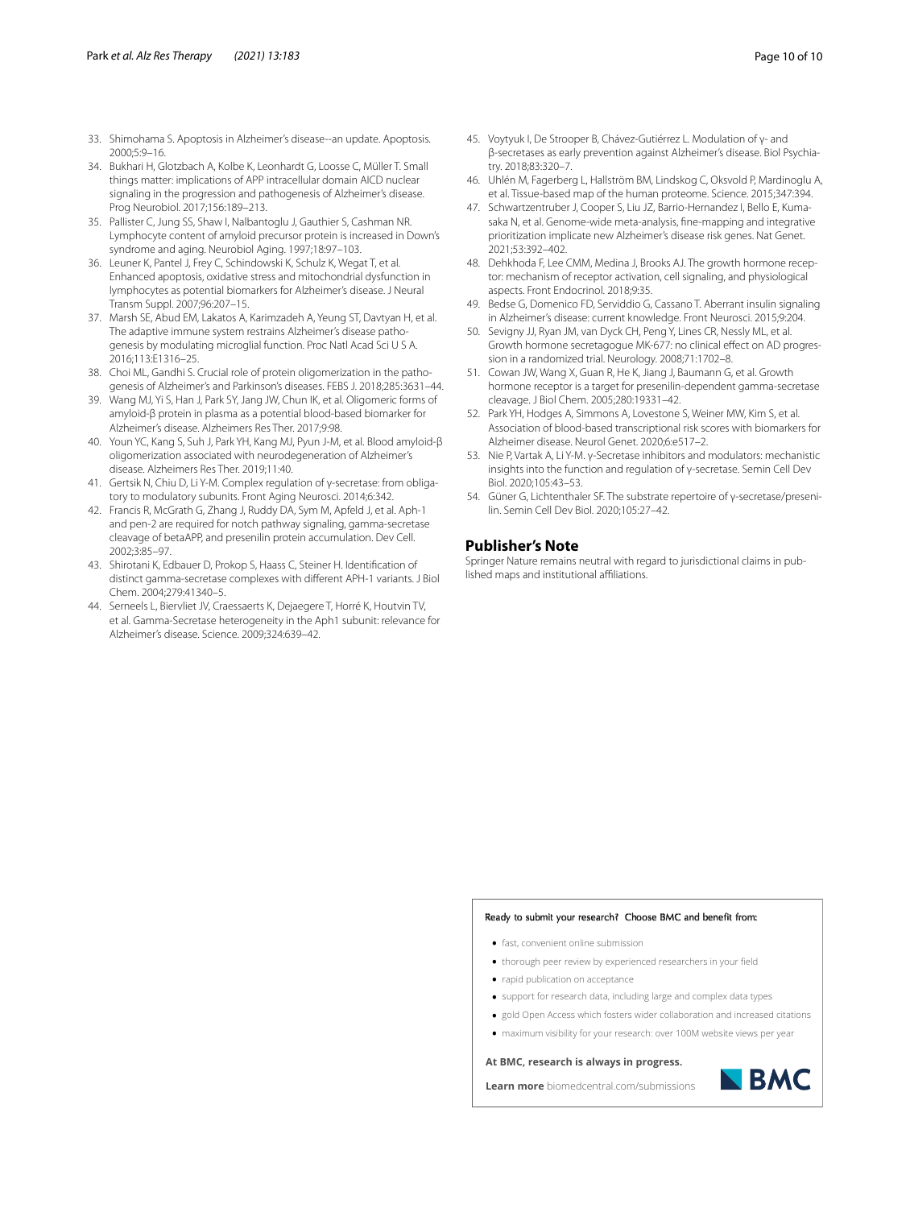33. Shimohama S. Apoptosis in Alzheimer's disease--an update. Apoptosis. 2000;5:9–16.
34. Bukhari H, Glotzbach A, Kolbe K, Leonhardt G, Loosse C, Müller T. Small things matter: implications of APP intracellular domain AICD nuclear signaling in the progression and pathogenesis of Alzheimer's disease. Prog Neurobiol. 2017;156:189–213.
35. Pallister C, Jung SS, Shaw I, Nalbantoglu J, Gauthier S, Cashman NR. Lymphocyte content of amyloid precursor protein is increased in Down's syndrome and aging. Neurobiol Aging. 1997;18:97–103.
36. Leuner K, Pantel J, Frey C, Schindowski K, Schulz K, Wegat T, et al. Enhanced apoptosis, oxidative stress and mitochondrial dysfunction in lymphocytes as potential biomarkers for Alzheimer's disease. J Neural Transm Suppl. 2007;96:207–15.
37. Marsh SE, Abud EM, Lakatos A, Karimzadeh A, Yeung ST, Davtyan H, et al. The adaptive immune system restrains Alzheimer's disease pathogenesis by modulating microglial function. Proc Natl Acad Sci U S A. 2016;113:E1316–25.
38. Choi ML, Gandhi S. Crucial role of protein oligomerization in the pathogenesis of Alzheimer's and Parkinson's diseases. FEBS J. 2018;285:3631–44.
39. Wang MJ, Yi S, Han J, Park SY, Jang JW, Chun IK, et al. Oligomeric forms of amyloid-β protein in plasma as a potential blood-based biomarker for Alzheimer's disease. Alzheimers Res Ther. 2017;9:98.
40. Youn YC, Kang S, Suh J, Park YH, Kang MJ, Pyun J-M, et al. Blood amyloid-β oligomerization associated with neurodegeneration of Alzheimer's disease. Alzheimers Res Ther. 2019;11:40.
41. Gertsik N, Chiu D, Li Y-M. Complex regulation of γ-secretase: from obligatory to modulatory subunits. Front Aging Neurosci. 2014;6:342.
42. Francis R, McGrath G, Zhang J, Ruddy DA, Sym M, Apfeld J, et al. Aph-1 and pen-2 are required for notch pathway signaling, gamma-secretase cleavage of betaAPP, and presenilin protein accumulation. Dev Cell. 2002;3:85–97.
43. Shirotani K, Edbauer D, Prokop S, Haass C, Steiner H. Identification of distinct gamma-secretase complexes with different APH-1 variants. J Biol Chem. 2004;279:41340–5.
44. Serneels L, Biervliet JV, Craessaerts K, Dejaegere T, Horré K, Houtvin TV, et al. Gamma-Secretase heterogeneity in the Aph1 subunit: relevance for Alzheimer's disease. Science. 2009;324:639–42.
45. Voytyuk I, De Strooper B, Chávez-Gutiérrez L. Modulation of γ- and β-secretases as early prevention against Alzheimer's disease. Biol Psychiatry. 2018;83:320–7.
46. Uhlén M, Fagerberg L, Hallström BM, Lindskog C, Oksvold P, Mardinoglu A, et al. Tissue-based map of the human proteome. Science. 2015;347:394.
47. Schwartzentruber J, Cooper S, Liu JZ, Barrio-Hernandez I, Bello E, Kumasaka N, et al. Genome-wide meta-analysis, fine-mapping and integrative prioritization implicate new Alzheimer's disease risk genes. Nat Genet. 2021;53:392–402.
48. Dehkhoda F, Lee CMM, Medina J, Brooks AJ. The growth hormone receptor: mechanism of receptor activation, cell signaling, and physiological aspects. Front Endocrinol. 2018;9:35.
49. Bedse G, Domenico FD, Serviddio G, Cassano T. Aberrant insulin signaling in Alzheimer's disease: current knowledge. Front Neurosci. 2015;9:204.
50. Sevigny JJ, Ryan JM, van Dyck CH, Peng Y, Lines CR, Nessly ML, et al. Growth hormone secretagogue MK-677: no clinical effect on AD progression in a randomized trial. Neurology. 2008;71:1702–8.
51. Cowan JW, Wang X, Guan R, He K, Jiang J, Baumann G, et al. Growth hormone receptor is a target for presenilin-dependent gamma-secretase cleavage. J Biol Chem. 2005;280:19331–42.
52. Park YH, Hodges A, Simmons A, Lovestone S, Weiner MW, Kim S, et al. Association of blood-based transcriptional risk scores with biomarkers for Alzheimer disease. Neurol Genet. 2020;6:e517–2.
53. Nie P, Vartak A, Li Y-M. γ-Secretase inhibitors and modulators: mechanistic insights into the function and regulation of γ-secretase. Semin Cell Dev Biol. 2020;105:43–53.
54. Güner G, Lichtenthaler SF. The substrate repertoire of γ-secretase/presenilin. Semin Cell Dev Biol. 2020;105:27–42.

## Publisher's Note

Springer Nature remains neutral with regard to jurisdictional claims in published maps and institutional affiliations.

Ready to submit your research? Choose BMC and benefit from:

- fast, convenient online submission
- thorough peer review by experienced researchers in your field
- rapid publication on acceptance
- support for research data, including large and complex data types
- gold Open Access which fosters wider collaboration and increased citations
- maximum visibility for your research: over 100M website views per year

**At BMC, research is always in progress.**

**Learn more** biomedcentral.com/submissions

BMC